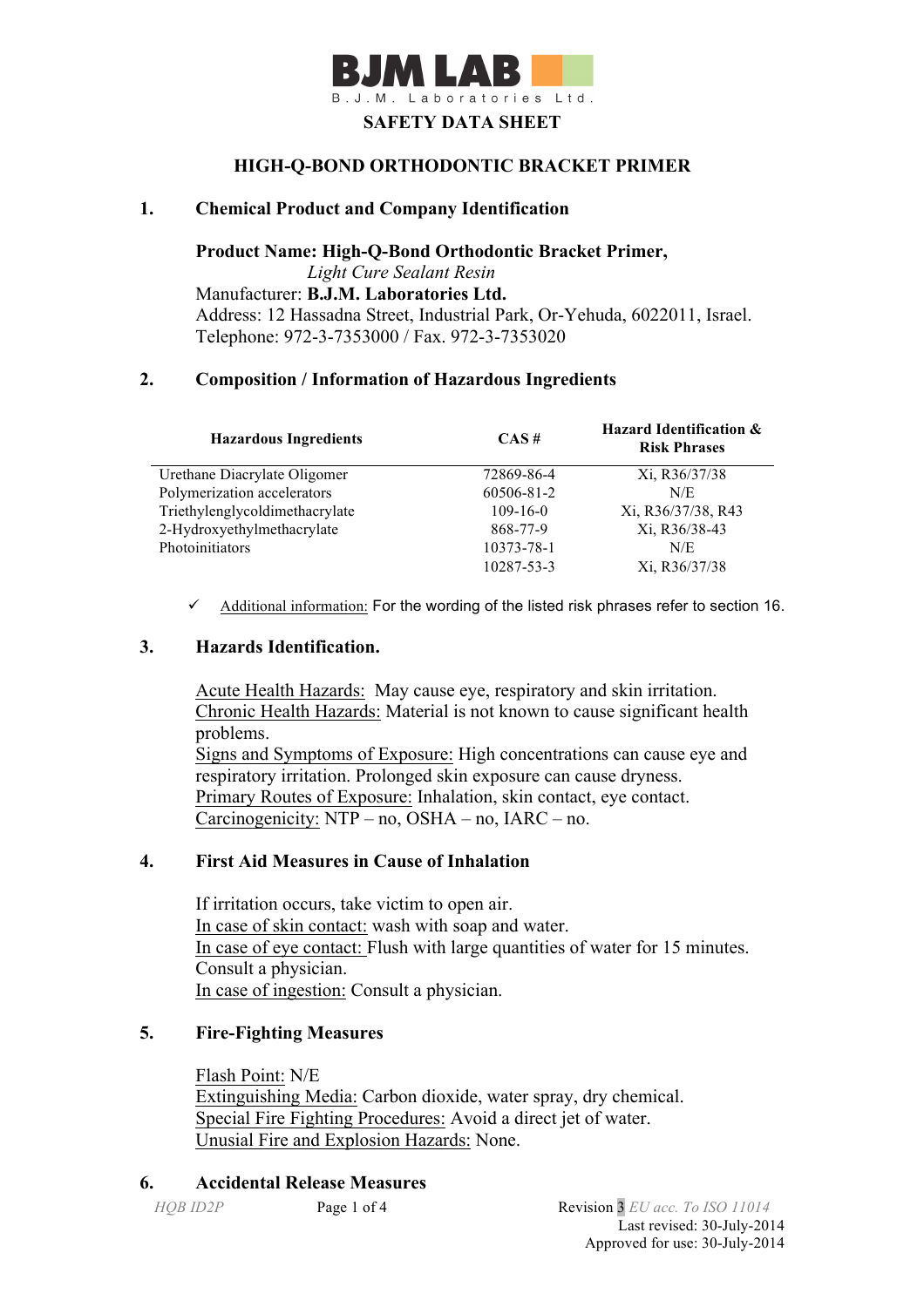**BJM LAB**
B.J.M. Laboratories Ltd.

# SAFETY DATA SHEET

## HIGH-Q-BOND ORTHODONTIC BRACKET PRIMER

### 1. Chemical Product and Company Identification

**Product Name: High-Q-Bond Orthodontic Bracket Primer,**
*Light Cure Sealant Resin*
Manufacturer: **B.J.M. Laboratories Ltd.**
Address: 12 Hassadna Street, Industrial Park, Or-Yehuda, 6022011, Israel.
Telephone: 972-3-7353000 / Fax. 972-3-7353020

### 2. Composition / Information of Hazardous Ingredients

| Hazardous Ingredients | CAS # | Hazard Identification & Risk Phrases |
|---|---|---|
| Urethane Diacrylate Oligomer | 72869-86-4 | Xi, R36/37/38 |
| Polymerization accelerators | 60506-81-2 | N/E |
| Triethylenglycoldimethacrylate | 109-16-0 | Xi, R36/37/38, R43 |
| 2-Hydroxyethylmethacrylate | 868-77-9 | Xi, R36/38-43 |
| Photoinitiators | 10373-78-1 | N/E |
| | 10287-53-3 | Xi, R36/37/38 |

- ✓ Additional information: For the wording of the listed risk phrases refer to section 16.

### 3. Hazards Identification.

Acute Health Hazards: May cause eye, respiratory and skin irritation.
Chronic Health Hazards: Material is not known to cause significant health problems.
Signs and Symptoms of Exposure: High concentrations can cause eye and respiratory irritation. Prolonged skin exposure can cause dryness.
Primary Routes of Exposure: Inhalation, skin contact, eye contact.
Carcinogenicity: NTP – no, OSHA – no, IARC – no.

### 4. First Aid Measures in Cause of Inhalation

If irritation occurs, take victim to open air.
In case of skin contact: wash with soap and water.
In case of eye contact: Flush with large quantities of water for 15 minutes. Consult a physician.
In case of ingestion: Consult a physician.

### 5. Fire-Fighting Measures

Flash Point: N/E
Extinguishing Media: Carbon dioxide, water spray, dry chemical.
Special Fire Fighting Procedures: Avoid a direct jet of water.
Unusial Fire and Explosion Hazards: None.

### 6. Accidental Release Measures

HQB ID2P — Revision 3 *EU acc. To ISO 11014*
Last revised: 30-July-2014
Approved for use: 30-July-2014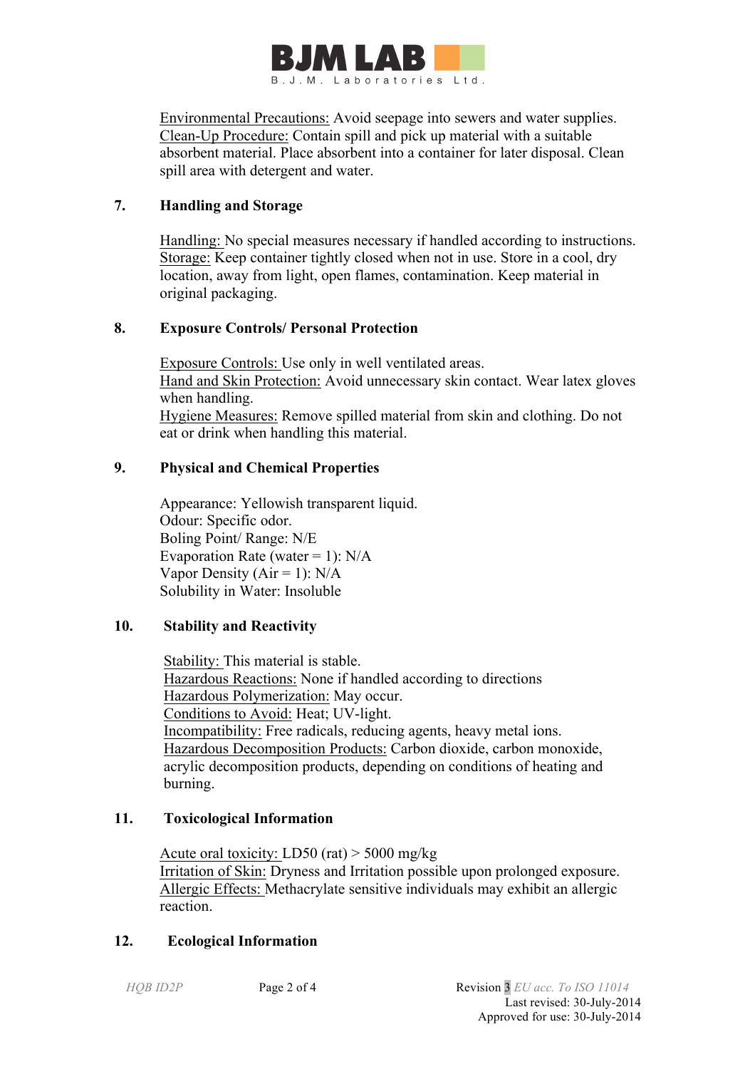Environmental Precautions: Avoid seepage into sewers and water supplies.
Clean-Up Procedure: Contain spill and pick up material with a suitable absorbent material. Place absorbent into a container for later disposal. Clean spill area with detergent and water.

## 7. Handling and Storage

Handling: No special measures necessary if handled according to instructions.
Storage: Keep container tightly closed when not in use. Store in a cool, dry location, away from light, open flames, contamination. Keep material in original packaging.

## 8. Exposure Controls/ Personal Protection

Exposure Controls: Use only in well ventilated areas.
Hand and Skin Protection: Avoid unnecessary skin contact. Wear latex gloves when handling.
Hygiene Measures: Remove spilled material from skin and clothing. Do not eat or drink when handling this material.

## 9. Physical and Chemical Properties

Appearance: Yellowish transparent liquid.
Odour: Specific odor.
Boling Point/ Range: N/E
Evaporation Rate (water = 1): N/A
Vapor Density (Air = 1): N/A
Solubility in Water: Insoluble

## 10. Stability and Reactivity

Stability: This material is stable.
Hazardous Reactions: None if handled according to directions
Hazardous Polymerization: May occur.
Conditions to Avoid: Heat; UV-light.
Incompatibility: Free radicals, reducing agents, heavy metal ions.
Hazardous Decomposition Products: Carbon dioxide, carbon monoxide, acrylic decomposition products, depending on conditions of heating and burning.

## 11. Toxicological Information

Acute oral toxicity: LD50 (rat) > 5000 mg/kg
Irritation of Skin: Dryness and Irritation possible upon prolonged exposure.
Allergic Effects: Methacrylate sensitive individuals may exhibit an allergic reaction.

## 12. Ecological Information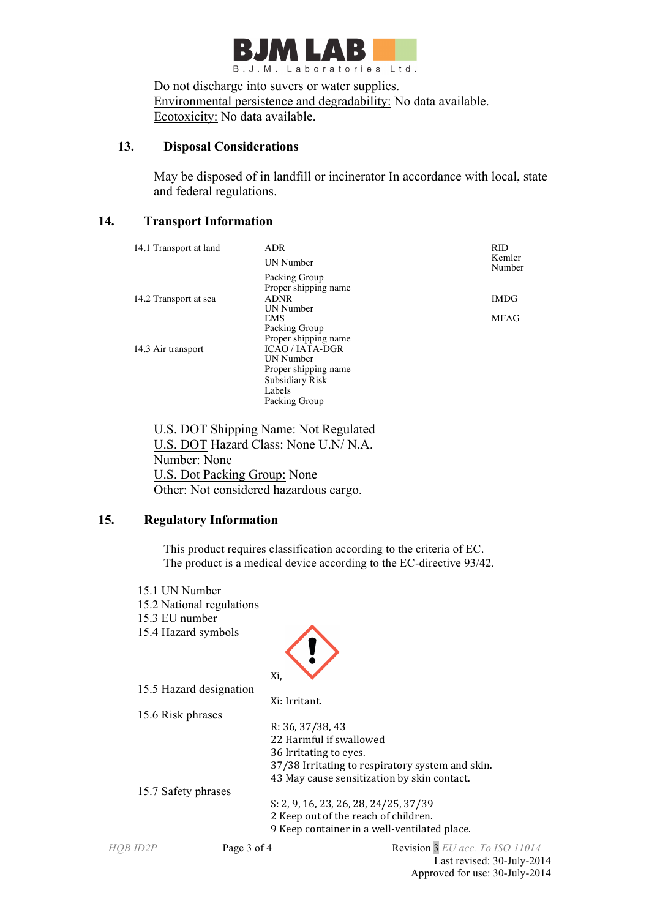Do not discharge into suvers or water supplies.
Environmental persistence and degradability: No data available.
Ecotoxicity: No data available.

## 13. Disposal Considerations

May be disposed of in landfill or incinerator In accordance with local, state and federal regulations.

## 14. Transport Information

| | | |
|---|---|---|
| 14.1 Transport at land | ADR | RID |
| | UN Number | Kemler Number |
| | Packing Group | |
| | Proper shipping name | |
| 14.2 Transport at sea | ADNR | IMDG |
| | UN Number | |
| | EMS | MFAG |
| | Packing Group | |
| | Proper shipping name | |
| 14.3 Air transport | ICAO / IATA-DGR | |
| | UN Number | |
| | Proper shipping name | |
| | Subsidiary Risk | |
| | Labels | |
| | Packing Group | |

U.S. DOT Shipping Name: Not Regulated
U.S. DOT Hazard Class: None U.N/ N.A.
Number: None
U.S. Dot Packing Group: None
Other: Not considered hazardous cargo.

## 15. Regulatory Information

This product requires classification according to the criteria of EC.
The product is a medical device according to the EC-directive 93/42.

15.1 UN Number
15.2 National regulations
15.3 EU number
15.4 Hazard symbols

Xi,

15.5 Hazard designation

Xi: Irritant.

15.6 Risk phrases

R: 36, 37/38, 43
22 Harmful if swallowed
36 Irritating to eyes.
37/38 Irritating to respiratory system and skin.
43 May cause sensitization by skin contact.

15.7 Safety phrases

S: 2, 9, 16, 23, 26, 28, 24/25, 37/39
2 Keep out of the reach of children.
9 Keep container in a well-ventilated place.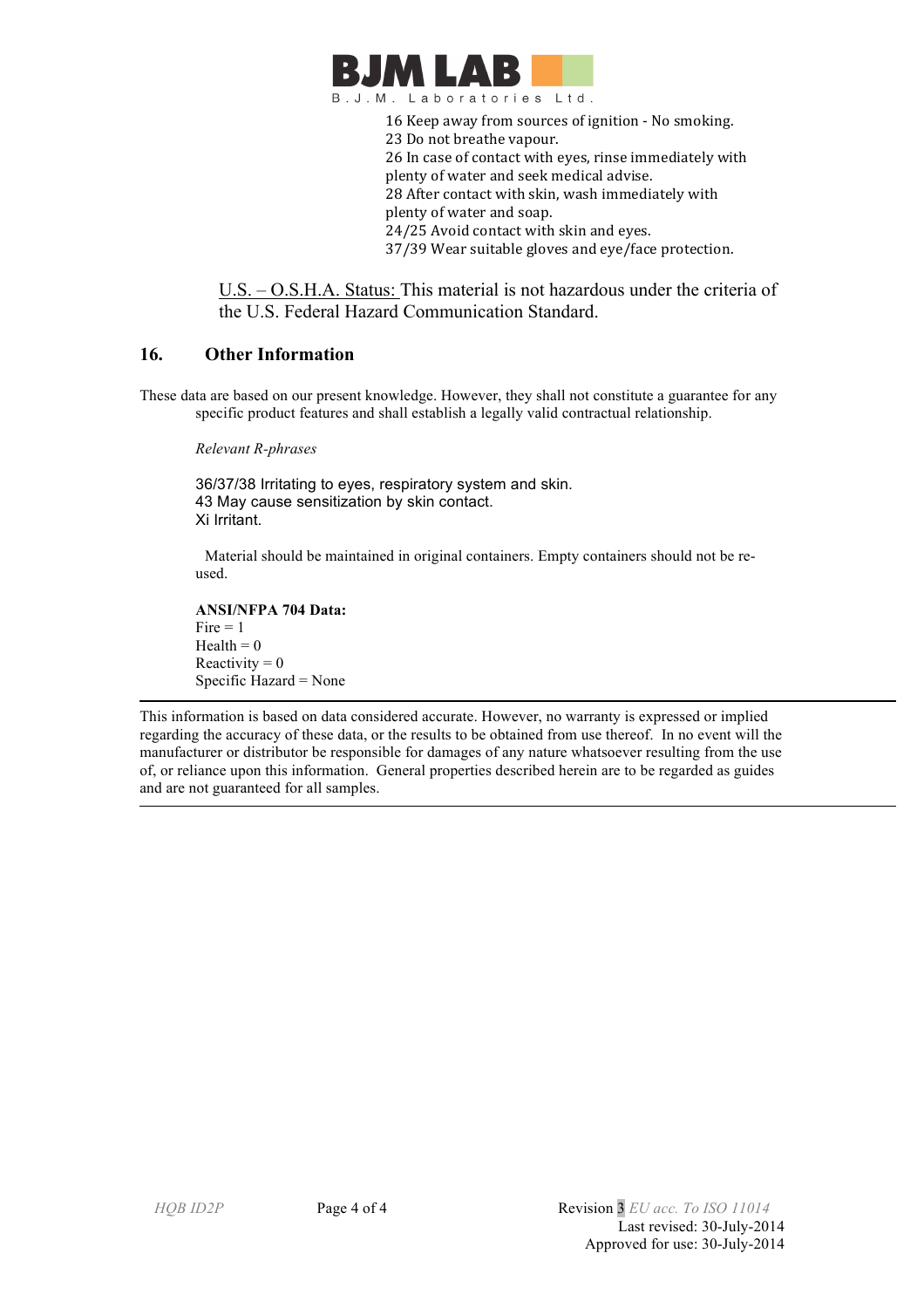16 Keep away from sources of ignition - No smoking.
23 Do not breathe vapour.
26 In case of contact with eyes, rinse immediately with plenty of water and seek medical advise.
28 After contact with skin, wash immediately with plenty of water and soap.
24/25 Avoid contact with skin and eyes.
37/39 Wear suitable gloves and eye/face protection.

U.S. – O.S.H.A. Status: This material is not hazardous under the criteria of the U.S. Federal Hazard Communication Standard.

## 16. Other Information

These data are based on our present knowledge. However, they shall not constitute a guarantee for any specific product features and shall establish a legally valid contractual relationship.

*Relevant R-phrases*

36/37/38 Irritating to eyes, respiratory system and skin.
43 May cause sensitization by skin contact.
Xi Irritant.

Material should be maintained in original containers. Empty containers should not be re-used.

**ANSI/NFPA 704 Data:**
Fire = 1
Health = 0
Reactivity = 0
Specific Hazard = None

---

This information is based on data considered accurate. However, no warranty is expressed or implied regarding the accuracy of these data, or the results to be obtained from use thereof. In no event will the manufacturer or distributor be responsible for damages of any nature whatsoever resulting from the use of, or reliance upon this information. General properties described herein are to be regarded as guides and are not guaranteed for all samples.

---